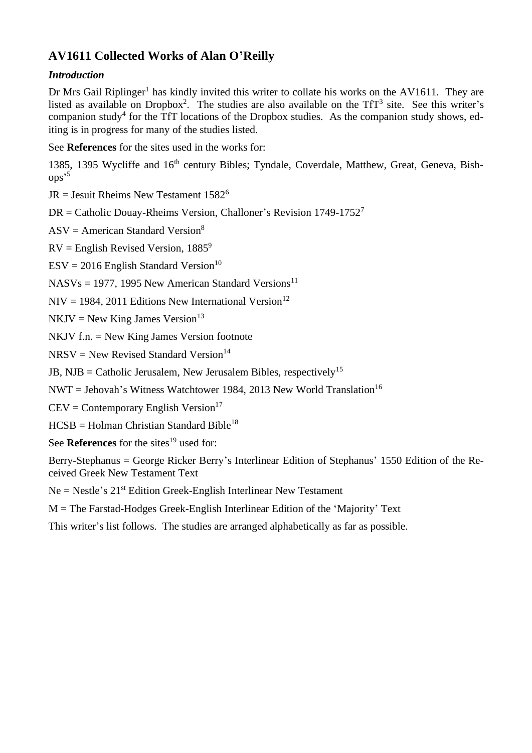# AV1611 Collected Works of Alan O'Reilly

## *Introduction*

Dr Mrs Gail Riplinger[1] has kindly invited this writer to collate his works on the AV1611. They are listed as available on Dropbox[2]. The studies are also available on the TfT[3] site. See this writer's companion study[4] for the TfT locations of the Dropbox studies. As the companion study shows, editing is in progress for many of the studies listed.

See **References** for the sites used in the works for:

1385, 1395 Wycliffe and 16th century Bibles; Tyndale, Coverdale, Matthew, Great, Geneva, Bishops'[5]

JR = Jesuit Rheims New Testament 1582[6]

DR = Catholic Douay-Rheims Version, Challoner's Revision 1749-1752[7]

ASV = American Standard Version[8]

RV = English Revised Version, 1885[9]

ESV = 2016 English Standard Version[10]

NASVs = 1977, 1995 New American Standard Versions[11]

NIV = 1984, 2011 Editions New International Version[12]

NKJV = New King James Version[13]

NKJV f.n. = New King James Version footnote

NRSV = New Revised Standard Version[14]

JB, NJB = Catholic Jerusalem, New Jerusalem Bibles, respectively[15]

NWT = Jehovah's Witness Watchtower 1984, 2013 New World Translation[16]

CEV = Contemporary English Version[17]

HCSB = Holman Christian Standard Bible[18]

See **References** for the sites[19] used for:

Berry-Stephanus = George Ricker Berry's Interlinear Edition of Stephanus' 1550 Edition of the Received Greek New Testament Text

Ne = Nestle's 21st Edition Greek-English Interlinear New Testament

M = The Farstad-Hodges Greek-English Interlinear Edition of the 'Majority' Text

This writer's list follows. The studies are arranged alphabetically as far as possible.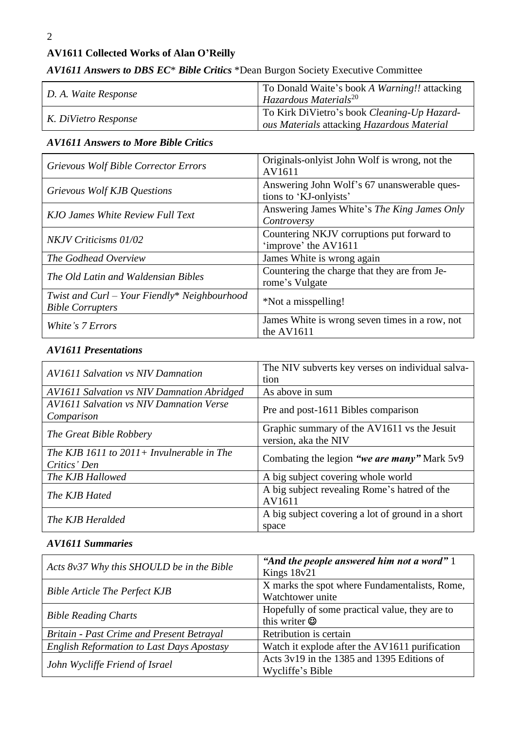## AV1611 Collected Works of Alan O'Reilly

### *AV1611 Answers to DBS EC\* Bible Critics* \*Dean Burgon Society Executive Committee

| | |
|---|---|
| *D. A. Waite Response* | To Donald Waite's book *A Warning!! attacking Hazardous Materials*[20] |
| *K. DiVietro Response* | To Kirk DiVietro's book *Cleaning-Up Hazardous Materials* attacking *Hazardous Material* |

### *AV1611 Answers to More Bible Critics*

| | |
|---|---|
| *Grievous Wolf Bible Corrector Errors* | Originals-onlyist John Wolf is wrong, not the AV1611 |
| *Grievous Wolf KJB Questions* | Answering John Wolf's 67 unanswerable questions to 'KJ-onlyists' |
| *KJO James White Review Full Text* | Answering James White's *The King James Only Controversy* |
| *NKJV Criticisms 01/02* | Countering NKJV corruptions put forward to 'improve' the AV1611 |
| *The Godhead Overview* | James White is wrong again |
| *The Old Latin and Waldensian Bibles* | Countering the charge that they are from Jerome's Vulgate |
| *Twist and Curl – Your Fiendly\* Neighbourhood Bible Corrupters* | \*Not a misspelling! |
| *White's 7 Errors* | James White is wrong seven times in a row, not the AV1611 |

### *AV1611 Presentations*

| | |
|---|---|
| *AV1611 Salvation vs NIV Damnation* | The NIV subverts key verses on individual salvation |
| *AV1611 Salvation vs NIV Damnation Abridged* | As above in sum |
| *AV1611 Salvation vs NIV Damnation Verse Comparison* | Pre and post-1611 Bibles comparison |
| *The Great Bible Robbery* | Graphic summary of the AV1611 vs the Jesuit version, aka the NIV |
| *The KJB 1611 to 2011+ Invulnerable in The Critics' Den* | Combating the legion ***"we are many"*** Mark 5v9 |
| *The KJB Hallowed* | A big subject covering whole world |
| *The KJB Hated* | A big subject revealing Rome's hatred of the AV1611 |
| *The KJB Heralded* | A big subject covering a lot of ground in a short space |

### *AV1611 Summaries*

| | |
|---|---|
| *Acts 8v37 Why this SHOULD be in the Bible* | ***"And the people answered him not a word"*** 1 Kings 18v21 |
| *Bible Article The Perfect KJB* | X marks the spot where Fundamentalists, Rome, Watchtower unite |
| *Bible Reading Charts* | Hopefully of some practical value, they are to this writer ☺ |
| *Britain - Past Crime and Present Betrayal* | Retribution is certain |
| *English Reformation to Last Days Apostasy* | Watch it explode after the AV1611 purification |
| *John Wycliffe Friend of Israel* | Acts 3v19 in the 1385 and 1395 Editions of Wycliffe's Bible |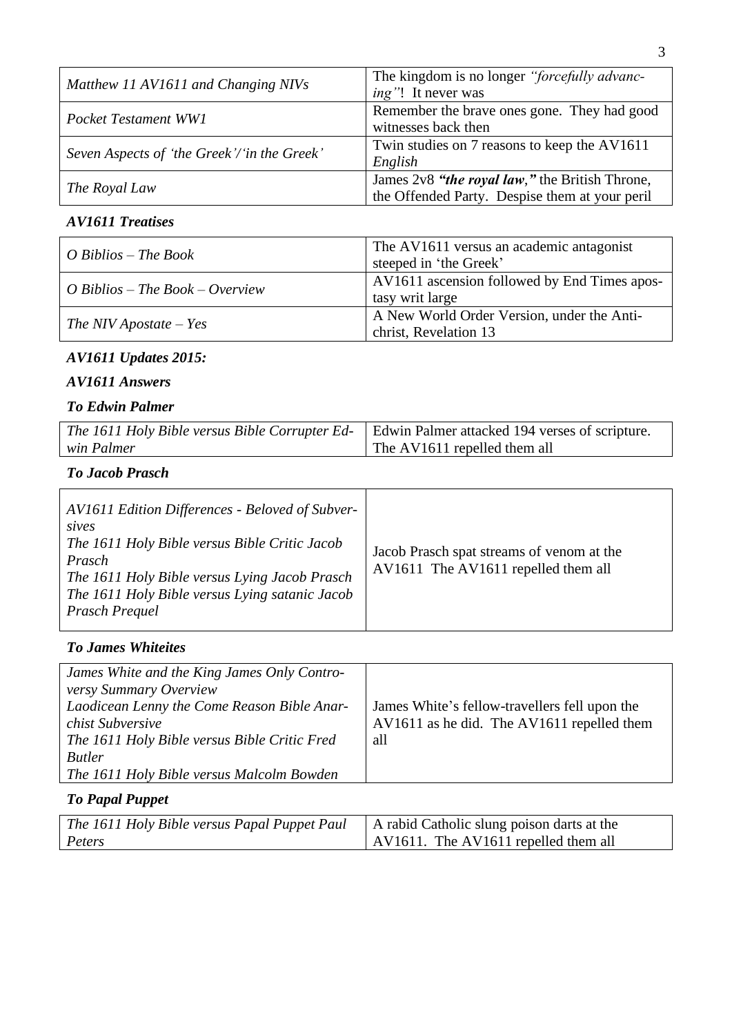| | |
|---|---|
| *Matthew 11 AV1611 and Changing NIVs* | The kingdom is no longer *"forcefully advancing"*! It never was |
| *Pocket Testament WW1* | Remember the brave ones gone. They had good witnesses back then |
| *Seven Aspects of 'the Greek'/'in the Greek'* | Twin studies on 7 reasons to keep the AV1611 *English* |
| *The Royal Law* | James 2v8 ***"the royal law,"*** the British Throne, the Offended Party. Despise them at your peril |

### *AV1611 Treatises*

| | |
|---|---|
| *O Biblios – The Book* | The AV1611 versus an academic antagonist steeped in 'the Greek' |
| *O Biblios – The Book – Overview* | AV1611 ascension followed by End Times apostasy writ large |
| *The NIV Apostate – Yes* | A New World Order Version, under the Antichrist, Revelation 13 |

### *AV1611 Updates 2015:*

### *AV1611 Answers*

### *To Edwin Palmer*

| | |
|---|---|
| *The 1611 Holy Bible versus Bible Corrupter Edwin Palmer* | Edwin Palmer attacked 194 verses of scripture. The AV1611 repelled them all |

### *To Jacob Prasch*

| | |
|---|---|
| *AV1611 Edition Differences - Beloved of Subversives*<br>*The 1611 Holy Bible versus Bible Critic Jacob Prasch*<br>*The 1611 Holy Bible versus Lying Jacob Prasch*<br>*The 1611 Holy Bible versus Lying satanic Jacob Prasch Prequel* | Jacob Prasch spat streams of venom at the AV1611 The AV1611 repelled them all |

### *To James Whiteites*

| | |
|---|---|
| *James White and the King James Only Controversy Summary Overview*<br>*Laodicean Lenny the Come Reason Bible Anarchist Subversive*<br>*The 1611 Holy Bible versus Bible Critic Fred Butler*<br>*The 1611 Holy Bible versus Malcolm Bowden* | James White's fellow-travellers fell upon the AV1611 as he did. The AV1611 repelled them all |

### *To Papal Puppet*

| | |
|---|---|
| *The 1611 Holy Bible versus Papal Puppet Paul Peters* | A rabid Catholic slung poison darts at the AV1611. The AV1611 repelled them all |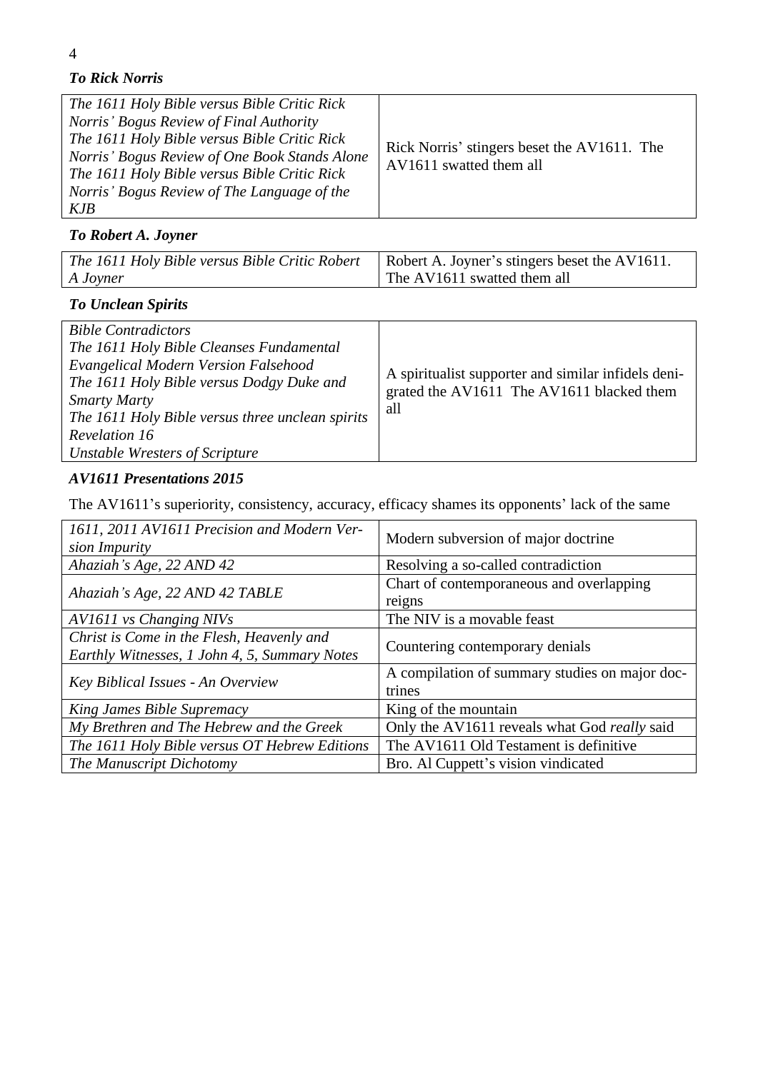### *To Rick Norris*

| | |
|---|---|
| *The 1611 Holy Bible versus Bible Critic Rick Norris' Bogus Review of Final Authority*<br>*The 1611 Holy Bible versus Bible Critic Rick Norris' Bogus Review of One Book Stands Alone*<br>*The 1611 Holy Bible versus Bible Critic Rick Norris' Bogus Review of The Language of the KJB* | Rick Norris' stingers beset the AV1611. The AV1611 swatted them all |

### *To Robert A. Joyner*

| | |
|---|---|
| *The 1611 Holy Bible versus Bible Critic Robert A Joyner* | Robert A. Joyner's stingers beset the AV1611. The AV1611 swatted them all |

### *To Unclean Spirits*

| | |
|---|---|
| *Bible Contradictors*<br>*The 1611 Holy Bible Cleanses Fundamental Evangelical Modern Version Falsehood*<br>*The 1611 Holy Bible versus Dodgy Duke and Smarty Marty*<br>*The 1611 Holy Bible versus three unclean spirits Revelation 16*<br>*Unstable Wresters of Scripture* | A spiritualist supporter and similar infidels denigrated the AV1611 The AV1611 blacked them all |

### *AV1611 Presentations 2015*

The AV1611's superiority, consistency, accuracy, efficacy shames its opponents' lack of the same

| | |
|---|---|
| *1611, 2011 AV1611 Precision and Modern Version Impurity* | Modern subversion of major doctrine |
| *Ahaziah's Age, 22 AND 42* | Resolving a so-called contradiction |
| *Ahaziah's Age, 22 AND 42 TABLE* | Chart of contemporaneous and overlapping reigns |
| *AV1611 vs Changing NIVs* | The NIV is a movable feast |
| *Christ is Come in the Flesh, Heavenly and Earthly Witnesses, 1 John 4, 5, Summary Notes* | Countering contemporary denials |
| *Key Biblical Issues - An Overview* | A compilation of summary studies on major doctrines |
| *King James Bible Supremacy* | King of the mountain |
| *My Brethren and The Hebrew and the Greek* | Only the AV1611 reveals what God *really* said |
| *The 1611 Holy Bible versus OT Hebrew Editions* | The AV1611 Old Testament is definitive |
| *The Manuscript Dichotomy* | Bro. Al Cuppett's vision vindicated |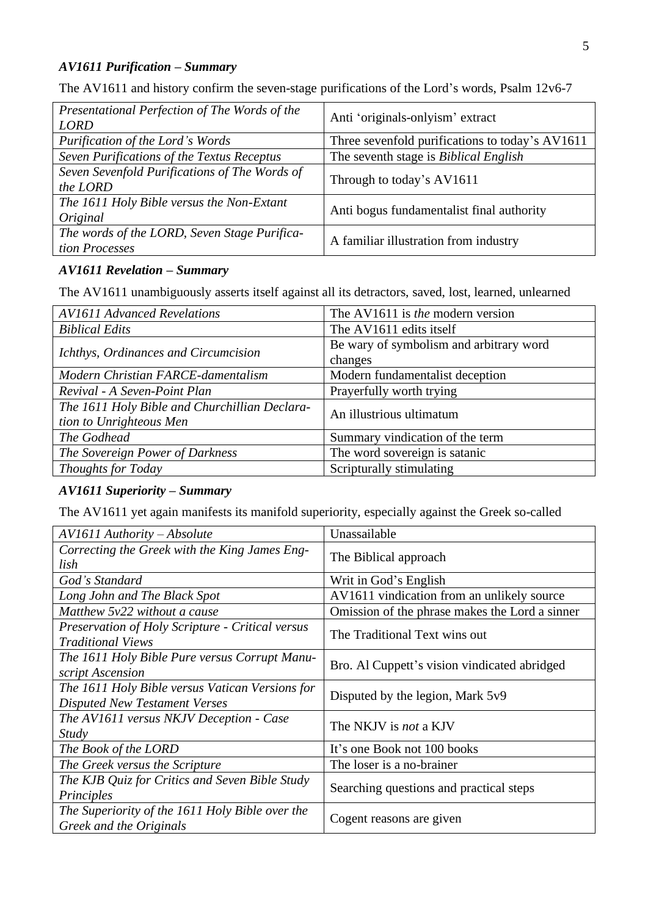### *AV1611 Purification – Summary*

The AV1611 and history confirm the seven-stage purifications of the Lord's words, Psalm 12v6-7

| | |
|---|---|
| *Presentational Perfection of The Words of the LORD* | Anti 'originals-onlyism' extract |
| *Purification of the Lord's Words* | Three sevenfold purifications to today's AV1611 |
| *Seven Purifications of the Textus Receptus* | The seventh stage is *Biblical English* |
| *Seven Sevenfold Purifications of The Words of the LORD* | Through to today's AV1611 |
| *The 1611 Holy Bible versus the Non-Extant Original* | Anti bogus fundamentalist final authority |
| *The words of the LORD, Seven Stage Purification Processes* | A familiar illustration from industry |

### *AV1611 Revelation – Summary*

The AV1611 unambiguously asserts itself against all its detractors, saved, lost, learned, unlearned

| | |
|---|---|
| *AV1611 Advanced Revelations* | The AV1611 is *the* modern version |
| *Biblical Edits* | The AV1611 edits itself |
| *Ichthys, Ordinances and Circumcision* | Be wary of symbolism and arbitrary word changes |
| *Modern Christian FARCE-damentalism* | Modern fundamentalist deception |
| *Revival - A Seven-Point Plan* | Prayerfully worth trying |
| *The 1611 Holy Bible and Churchillian Declaration to Unrighteous Men* | An illustrious ultimatum |
| *The Godhead* | Summary vindication of the term |
| *The Sovereign Power of Darkness* | The word sovereign is satanic |
| *Thoughts for Today* | Scripturally stimulating |

### *AV1611 Superiority – Summary*

The AV1611 yet again manifests its manifold superiority, especially against the Greek so-called

| | |
|---|---|
| *AV1611 Authority – Absolute* | Unassailable |
| *Correcting the Greek with the King James English* | The Biblical approach |
| *God's Standard* | Writ in God's English |
| *Long John and The Black Spot* | AV1611 vindication from an unlikely source |
| *Matthew 5v22 without a cause* | Omission of the phrase makes the Lord a sinner |
| *Preservation of Holy Scripture - Critical versus Traditional Views* | The Traditional Text wins out |
| *The 1611 Holy Bible Pure versus Corrupt Manuscript Ascension* | Bro. Al Cuppett's vision vindicated abridged |
| *The 1611 Holy Bible versus Vatican Versions for Disputed New Testament Verses* | Disputed by the legion, Mark 5v9 |
| *The AV1611 versus NKJV Deception - Case Study* | The NKJV is *not* a KJV |
| *The Book of the LORD* | It's one Book not 100 books |
| *The Greek versus the Scripture* | The loser is a no-brainer |
| *The KJB Quiz for Critics and Seven Bible Study Principles* | Searching questions and practical steps |
| *The Superiority of the 1611 Holy Bible over the Greek and the Originals* | Cogent reasons are given |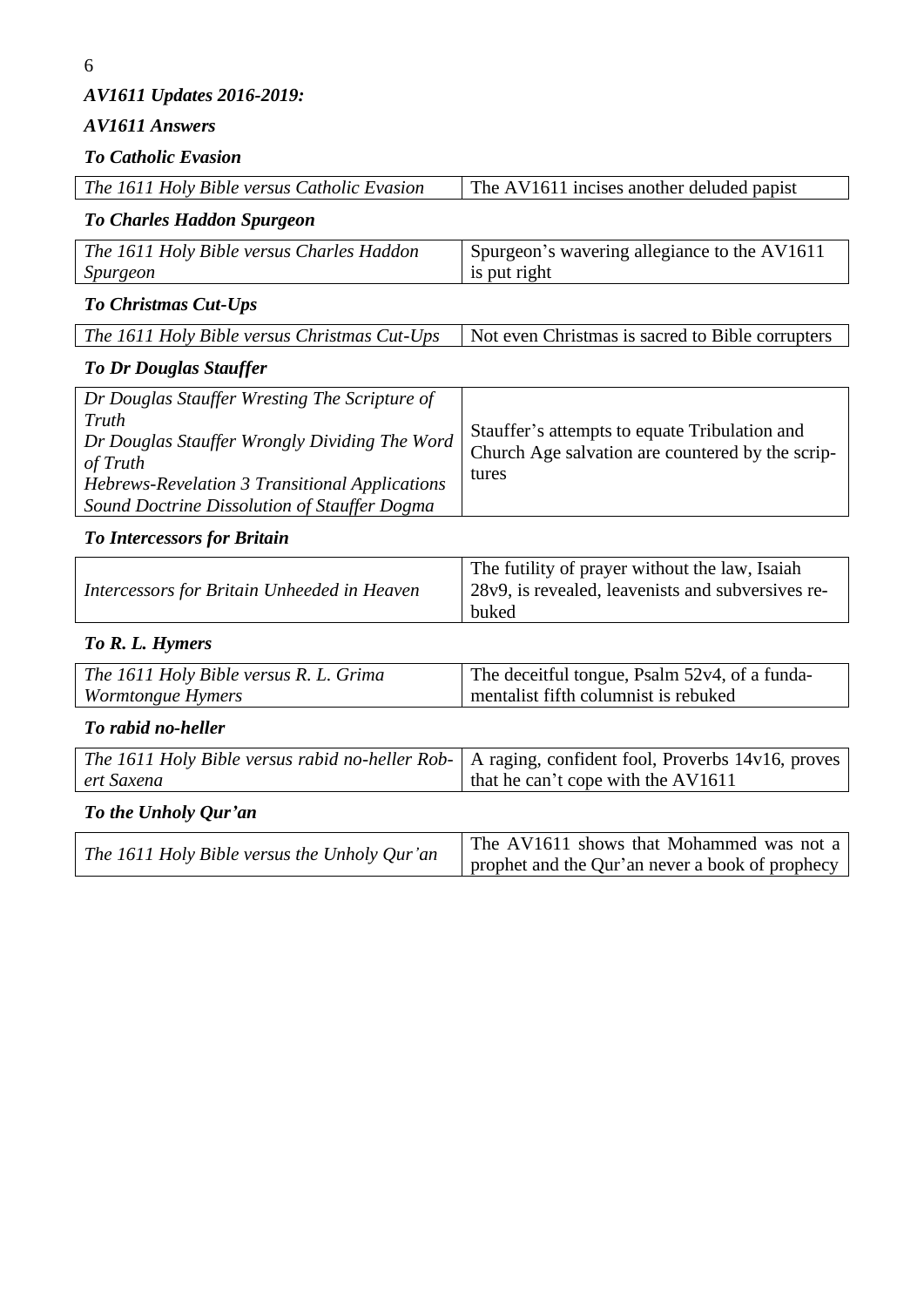*AV1611 Updates 2016-2019:*

*AV1611 Answers*

***To Catholic Evasion***

| | |
|---|---|
| *The 1611 Holy Bible versus Catholic Evasion* | The AV1611 incises another deluded papist |

***To Charles Haddon Spurgeon***

| | |
|---|---|
| *The 1611 Holy Bible versus Charles Haddon Spurgeon* | Spurgeon's wavering allegiance to the AV1611 is put right |

***To Christmas Cut-Ups***

| | |
|---|---|
| *The 1611 Holy Bible versus Christmas Cut-Ups* | Not even Christmas is sacred to Bible corrupters |

***To Dr Douglas Stauffer***

| | |
|---|---|
| *Dr Douglas Stauffer Wresting The Scripture of Truth*<br>*Dr Douglas Stauffer Wrongly Dividing The Word of Truth*<br>*Hebrews-Revelation 3 Transitional Applications*<br>*Sound Doctrine Dissolution of Stauffer Dogma* | Stauffer's attempts to equate Tribulation and Church Age salvation are countered by the scriptures |

***To Intercessors for Britain***

| | |
|---|---|
| *Intercessors for Britain Unheeded in Heaven* | The futility of prayer without the law, Isaiah 28v9, is revealed, leavenists and subversives rebuked |

***To R. L. Hymers***

| | |
|---|---|
| *The 1611 Holy Bible versus R. L. Grima Wormtongue Hymers* | The deceitful tongue, Psalm 52v4, of a fundamentalist fifth columnist is rebuked |

***To rabid no-heller***

| | |
|---|---|
| *The 1611 Holy Bible versus rabid no-heller Robert Saxena* | A raging, confident fool, Proverbs 14v16, proves that he can't cope with the AV1611 |

***To the Unholy Qur'an***

| | |
|---|---|
| *The 1611 Holy Bible versus the Unholy Qur'an* | The AV1611 shows that Mohammed was not a prophet and the Qur'an never a book of prophecy |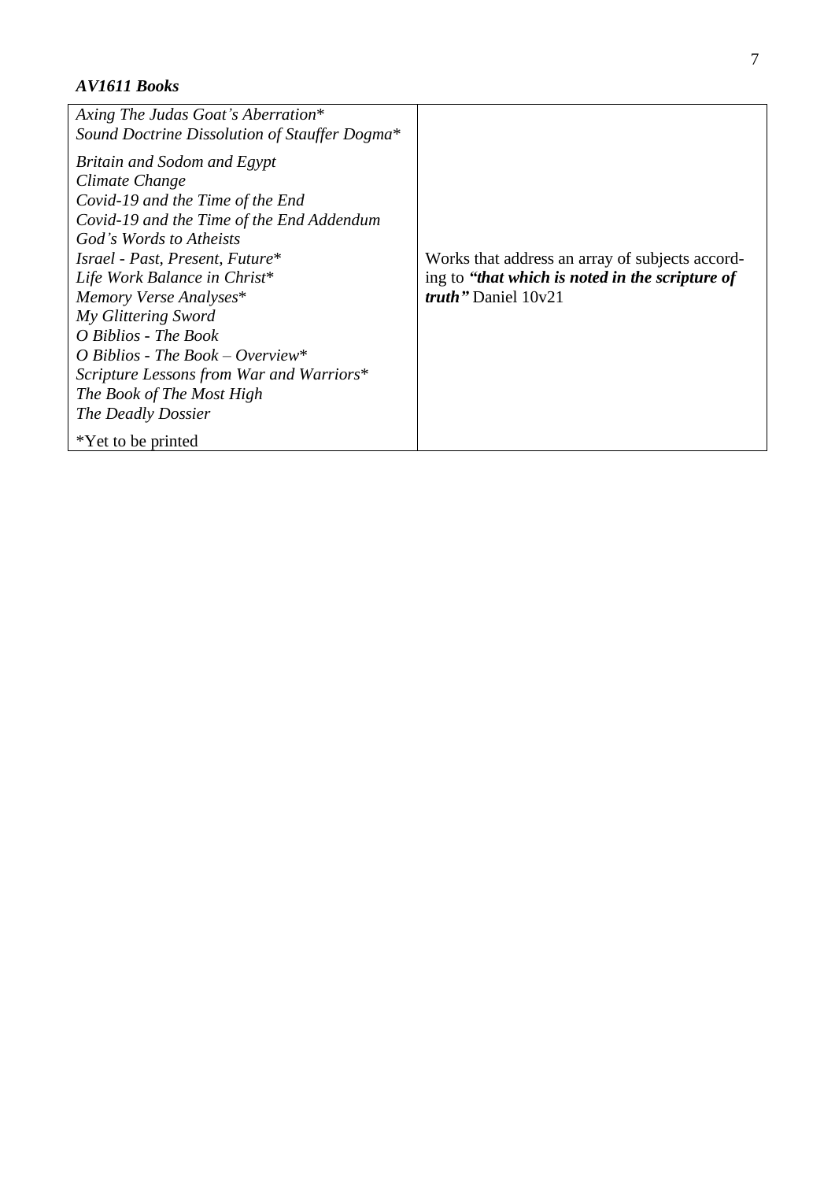***AV1611 Books***

| | |
|---|---|
| *Axing The Judas Goat's Aberration*\*<br>*Sound Doctrine Dissolution of Stauffer Dogma*\*<br><br>*Britain and Sodom and Egypt*<br>*Climate Change*<br>*Covid-19 and the Time of the End*<br>*Covid-19 and the Time of the End Addendum*<br>*God's Words to Atheists*<br>*Israel - Past, Present, Future*\*<br>*Life Work Balance in Christ*\*<br>*Memory Verse Analyses*\*<br>*My Glittering Sword*<br>*O Biblios - The Book*<br>*O Biblios - The Book – Overview*\*<br>*Scripture Lessons from War and Warriors*\*<br>*The Book of The Most High*<br>*The Deadly Dossier*<br><br>\*Yet to be printed | Works that address an array of subjects according to ***"that which is noted in the scripture of truth"*** Daniel 10v21 |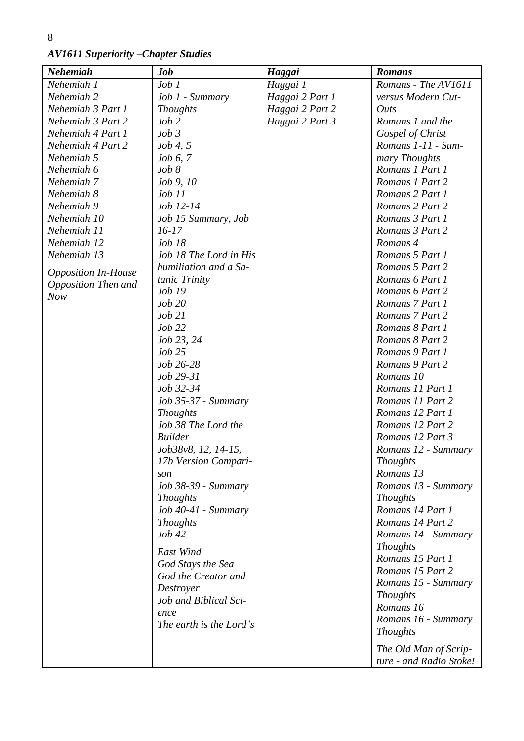***AV1611 Superiority –Chapter Studies***

| *Nehemiah* | *Job* | *Haggai* | *Romans* |
|---|---|---|---|
| *Nehemiah 1* | *Job 1* | *Haggai 1* | *Romans - The AV1611 versus Modern Cut-Outs* |
| *Nehemiah 2* | *Job 1 - Summary Thoughts* | *Haggai 2 Part 1* | *Romans 1 and the Gospel of Christ* |
| *Nehemiah 3 Part 1* | *Job 2* | *Haggai 2 Part 2* | *Romans 1-11 - Summary Thoughts* |
| *Nehemiah 3 Part 2* | *Job 3* | *Haggai 2 Part 3* | *Romans 1 Part 1* |
| *Nehemiah 4 Part 1* | *Job 4, 5* | | *Romans 1 Part 2* |
| *Nehemiah 4 Part 2* | *Job 6, 7* | | *Romans 2 Part 1* |
| *Nehemiah 5* | *Job 8* | | *Romans 2 Part 2* |
| *Nehemiah 6* | *Job 9, 10* | | *Romans 3 Part 1* |
| *Nehemiah 7* | *Job 11* | | *Romans 3 Part 2* |
| *Nehemiah 8* | *Job 12-14* | | *Romans 4* |
| *Nehemiah 9* | *Job 15 Summary, Job 16-17* | | *Romans 5 Part 1* |
| *Nehemiah 10* | *Job 18* | | *Romans 5 Part 2* |
| *Nehemiah 11* | *Job 18 The Lord in His humiliation and a Satanic Trinity* | | *Romans 6 Part 1* |
| *Nehemiah 12* | *Job 19* | | *Romans 6 Part 2* |
| *Nehemiah 13* | *Job 20* | | *Romans 7 Part 1* |
| *Opposition In-House* | *Job 21* | | *Romans 7 Part 2* |
| *Opposition Then and Now* | *Job 22* | | *Romans 8 Part 1* |
| | *Job 23, 24* | | *Romans 8 Part 2* |
| | *Job 25* | | *Romans 9 Part 1* |
| | *Job 26-28* | | *Romans 9 Part 2* |
| | *Job 29-31* | | *Romans 10* |
| | *Job 32-34* | | *Romans 11 Part 1* |
| | *Job 35-37 - Summary Thoughts* | | *Romans 11 Part 2* |
| | *Job 38 The Lord the Builder* | | *Romans 12 Part 1* |
| | *Job38v8, 12, 14-15, 17b Version Comparison* | | *Romans 12 Part 2* |
| | *Job 38-39 - Summary Thoughts* | | *Romans 12 Part 3* |
| | *Job 40-41 - Summary Thoughts* | | *Romans 12 - Summary Thoughts* |
| | *Job 42* | | *Romans 13* |
| | *East Wind* | | *Romans 13 - Summary Thoughts* |
| | *God Stays the Sea* | | *Romans 14 Part 1* |
| | *God the Creator and Destroyer* | | *Romans 14 Part 2* |
| | *Job and Biblical Science* | | *Romans 14 - Summary Thoughts* |
| | *The earth is the Lord's* | | *Romans 15 Part 1* |
| | | | *Romans 15 Part 2* |
| | | | *Romans 15 - Summary Thoughts* |
| | | | *Romans 16* |
| | | | *Romans 16 - Summary Thoughts* |
| | | | *The Old Man of Scripture - and Radio Stoke!* |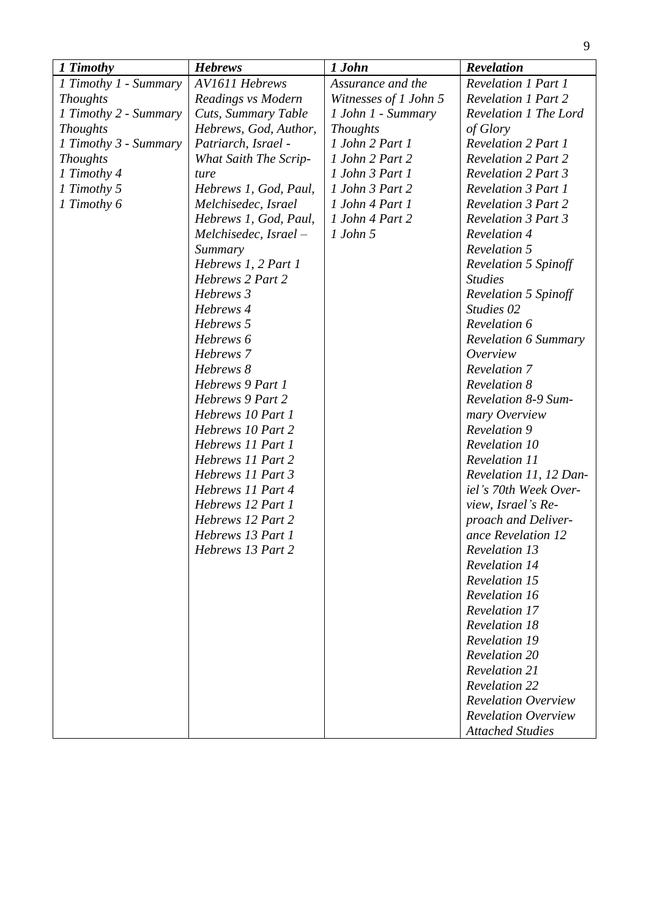| *1 Timothy* | *Hebrews* | *1 John* | *Revelation* |
|---|---|---|---|
| *1 Timothy 1 - Summary Thoughts*<br>*1 Timothy 2 - Summary Thoughts*<br>*1 Timothy 3 - Summary Thoughts*<br>*1 Timothy 4*<br>*1 Timothy 5*<br>*1 Timothy 6* | *AV1611 Hebrews Readings vs Modern Cuts, Summary Table*<br>*Hebrews, God, Author, Patriarch, Israel - What Saith The Scripture*<br>*Hebrews 1, God, Paul, Melchisedec, Israel*<br>*Hebrews 1, God, Paul, Melchisedec, Israel – Summary*<br>*Hebrews 1, 2 Part 1*<br>*Hebrews 2 Part 2*<br>*Hebrews 3*<br>*Hebrews 4*<br>*Hebrews 5*<br>*Hebrews 6*<br>*Hebrews 7*<br>*Hebrews 8*<br>*Hebrews 9 Part 1*<br>*Hebrews 9 Part 2*<br>*Hebrews 10 Part 1*<br>*Hebrews 10 Part 2*<br>*Hebrews 11 Part 1*<br>*Hebrews 11 Part 2*<br>*Hebrews 11 Part 3*<br>*Hebrews 11 Part 4*<br>*Hebrews 12 Part 1*<br>*Hebrews 12 Part 2*<br>*Hebrews 13 Part 1*<br>*Hebrews 13 Part 2* | *Assurance and the Witnesses of 1 John 5*<br>*1 John 1 - Summary Thoughts*<br>*1 John 2 Part 1*<br>*1 John 2 Part 2*<br>*1 John 3 Part 1*<br>*1 John 3 Part 2*<br>*1 John 4 Part 1*<br>*1 John 4 Part 2*<br>*1 John 5* | *Revelation 1 Part 1*<br>*Revelation 1 Part 2*<br>*Revelation 1 The Lord of Glory*<br>*Revelation 2 Part 1*<br>*Revelation 2 Part 2*<br>*Revelation 2 Part 3*<br>*Revelation 3 Part 1*<br>*Revelation 3 Part 2*<br>*Revelation 3 Part 3*<br>*Revelation 4*<br>*Revelation 5*<br>*Revelation 5 Spinoff Studies*<br>*Revelation 5 Spinoff Studies 02*<br>*Revelation 6*<br>*Revelation 6 Summary Overview*<br>*Revelation 7*<br>*Revelation 8*<br>*Revelation 8-9 Summary Overview*<br>*Revelation 9*<br>*Revelation 10*<br>*Revelation 11*<br>*Revelation 11, 12 Daniel's 70th Week Overview, Israel's Reproach and Deliverance Revelation 12*<br>*Revelation 13*<br>*Revelation 14*<br>*Revelation 15*<br>*Revelation 16*<br>*Revelation 17*<br>*Revelation 18*<br>*Revelation 19*<br>*Revelation 20*<br>*Revelation 21*<br>*Revelation 22*<br>*Revelation Overview*<br>*Revelation Overview Attached Studies* |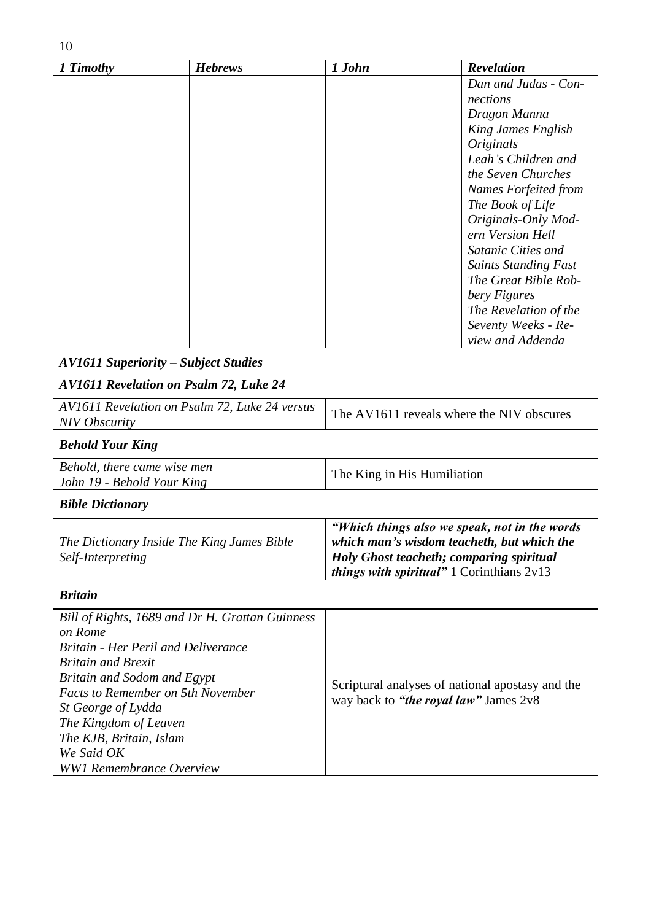| *1 Timothy* | *Hebrews* | *1 John* | *Revelation* |
|---|---|---|---|
| | | | *Dan and Judas - Connections*<br>*Dragon Manna*<br>*King James English Originals*<br>*Leah's Children and the Seven Churches*<br>*Names Forfeited from The Book of Life*<br>*Originals-Only Modern Version Hell*<br>*Satanic Cities and Saints Standing Fast*<br>*The Great Bible Robbery Figures*<br>*The Revelation of the Seventy Weeks - Review and Addenda* |

### *AV1611 Superiority – Subject Studies*

### *AV1611 Revelation on Psalm 72, Luke 24*

| | |
|---|---|
| *AV1611 Revelation on Psalm 72, Luke 24 versus NIV Obscurity* | The AV1611 reveals where the NIV obscures |

### *Behold Your King*

| | |
|---|---|
| *Behold, there came wise men*<br>*John 19 - Behold Your King* | The King in His Humiliation |

### *Bible Dictionary*

| | |
|---|---|
| *The Dictionary Inside The King James Bible Self-Interpreting* | ***"Which things also we speak, not in the words which man's wisdom teacheth, but which the Holy Ghost teacheth; comparing spiritual things with spiritual"*** 1 Corinthians 2v13 |

### *Britain*

| | |
|---|---|
| *Bill of Rights, 1689 and Dr H. Grattan Guinness on Rome*<br>*Britain - Her Peril and Deliverance*<br>*Britain and Brexit*<br>*Britain and Sodom and Egypt*<br>*Facts to Remember on 5th November*<br>*St George of Lydda*<br>*The Kingdom of Leaven*<br>*The KJB, Britain, Islam*<br>*We Said OK*<br>*WW1 Remembrance Overview* | Scriptural analyses of national apostasy and the way back to ***"the royal law"*** James 2v8 |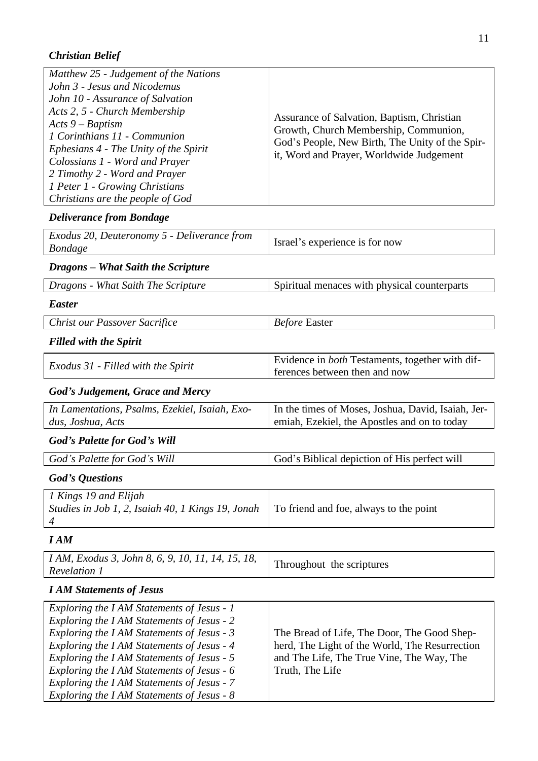### *Christian Belief*

| | |
|---|---|
| *Matthew 25 - Judgement of the Nations*<br>*John 3 - Jesus and Nicodemus*<br>*John 10 - Assurance of Salvation*<br>*Acts 2, 5 - Church Membership*<br>*Acts 9 – Baptism*<br>*1 Corinthians 11 - Communion*<br>*Ephesians 4 - The Unity of the Spirit*<br>*Colossians 1 - Word and Prayer*<br>*2 Timothy 2 - Word and Prayer*<br>*1 Peter 1 - Growing Christians*<br>*Christians are the people of God* | Assurance of Salvation, Baptism, Christian Growth, Church Membership, Communion, God's People, New Birth, The Unity of the Spirit, Word and Prayer, Worldwide Judgement |

### *Deliverance from Bondage*

| | |
|---|---|
| *Exodus 20, Deuteronomy 5 - Deliverance from Bondage* | Israel's experience is for now |

### *Dragons – What Saith the Scripture*

| | |
|---|---|
| *Dragons - What Saith The Scripture* | Spiritual menaces with physical counterparts |

### *Easter*

| | |
|---|---|
| *Christ our Passover Sacrifice* | *Before* Easter |

### *Filled with the Spirit*

| | |
|---|---|
| *Exodus 31 - Filled with the Spirit* | Evidence in *both* Testaments, together with differences between then and now |

### *God's Judgement, Grace and Mercy*

| | |
|---|---|
| *In Lamentations, Psalms, Ezekiel, Isaiah, Exodus, Joshua, Acts* | In the times of Moses, Joshua, David, Isaiah, Jeremiah, Ezekiel, the Apostles and on to today |

### *God's Palette for God's Will*

| | |
|---|---|
| *God's Palette for God's Will* | God's Biblical depiction of His perfect will |

### *God's Questions*

| | |
|---|---|
| *1 Kings 19 and Elijah*<br>*Studies in Job 1, 2, Isaiah 40, 1 Kings 19, Jonah 4* | To friend and foe, always to the point |

### *I AM*

| | |
|---|---|
| *I AM, Exodus 3, John 8, 6, 9, 10, 11, 14, 15, 18, Revelation 1* | Throughout the scriptures |

### *I AM Statements of Jesus*

| | |
|---|---|
| *Exploring the I AM Statements of Jesus - 1*<br>*Exploring the I AM Statements of Jesus - 2*<br>*Exploring the I AM Statements of Jesus - 3*<br>*Exploring the I AM Statements of Jesus - 4*<br>*Exploring the I AM Statements of Jesus - 5*<br>*Exploring the I AM Statements of Jesus - 6*<br>*Exploring the I AM Statements of Jesus - 7*<br>*Exploring the I AM Statements of Jesus - 8* | The Bread of Life, The Door, The Good Shepherd, The Light of the World, The Resurrection and The Life, The True Vine, The Way, The Truth, The Life |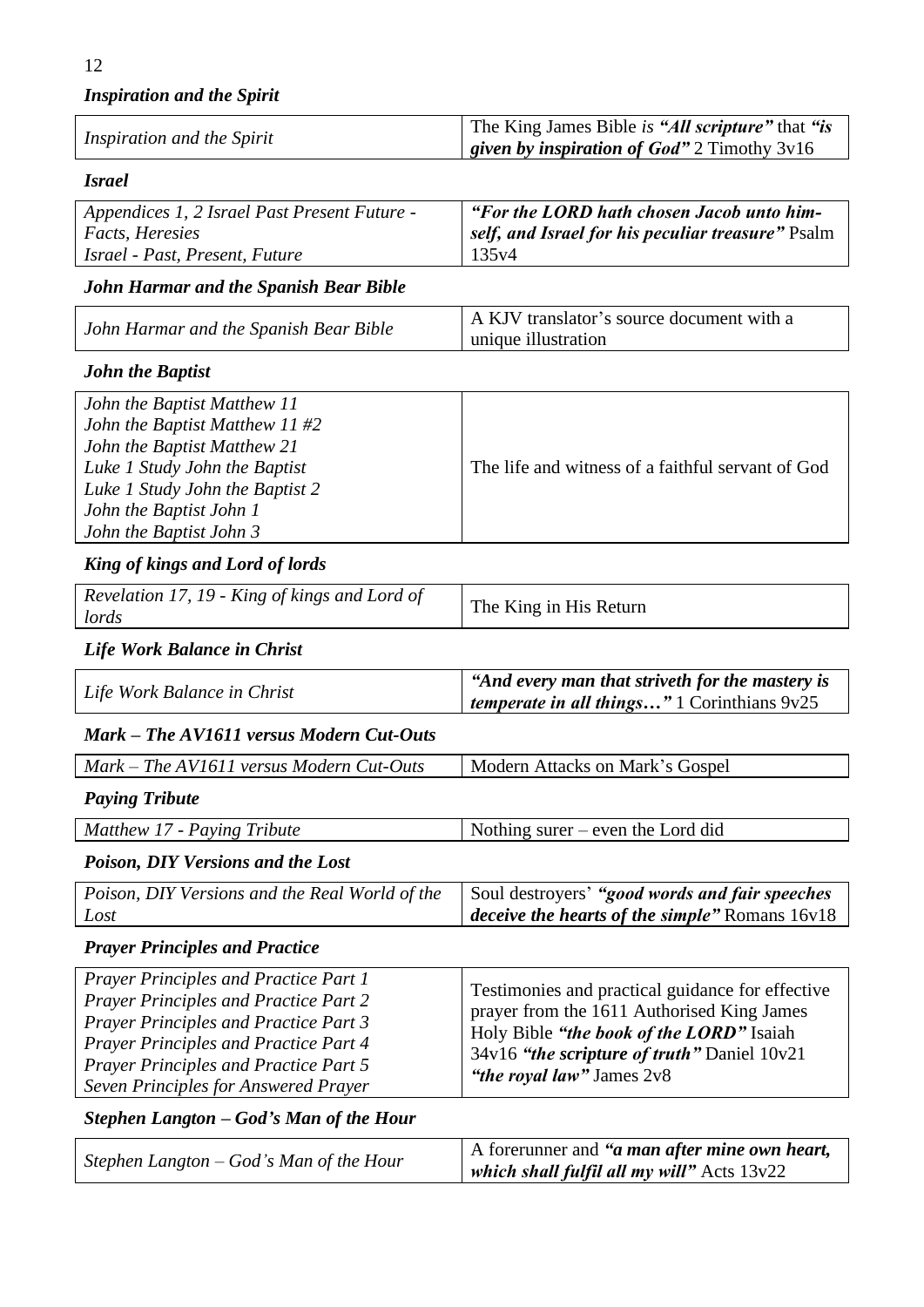### *Inspiration and the Spirit*

| | |
|---|---|
| *Inspiration and the Spirit* | The King James Bible *is* ***"All scripture"*** that ***"is given by inspiration of God"*** 2 Timothy 3v16 |

### *Israel*

| | |
|---|---|
| *Appendices 1, 2 Israel Past Present Future - Facts, Heresies*<br>*Israel - Past, Present, Future* | ***"For the LORD hath chosen Jacob unto himself, and Israel for his peculiar treasure"*** Psalm 135v4 |

### *John Harmar and the Spanish Bear Bible*

| | |
|---|---|
| *John Harmar and the Spanish Bear Bible* | A KJV translator's source document with a unique illustration |

### *John the Baptist*

| | |
|---|---|
| *John the Baptist Matthew 11*<br>*John the Baptist Matthew 11 #2*<br>*John the Baptist Matthew 21*<br>*Luke 1 Study John the Baptist*<br>*Luke 1 Study John the Baptist 2*<br>*John the Baptist John 1*<br>*John the Baptist John 3* | The life and witness of a faithful servant of God |

### *King of kings and Lord of lords*

| | |
|---|---|
| *Revelation 17, 19 - King of kings and Lord of lords* | The King in His Return |

### *Life Work Balance in Christ*

| | |
|---|---|
| *Life Work Balance in Christ* | ***"And every man that striveth for the mastery is temperate in all things…"*** 1 Corinthians 9v25 |

### *Mark – The AV1611 versus Modern Cut-Outs*

| | |
|---|---|
| *Mark – The AV1611 versus Modern Cut-Outs* | Modern Attacks on Mark's Gospel |

### *Paying Tribute*

| | |
|---|---|
| *Matthew 17 - Paying Tribute* | Nothing surer – even the Lord did |

### *Poison, DIY Versions and the Lost*

| | |
|---|---|
| *Poison, DIY Versions and the Real World of the Lost* | Soul destroyers' ***"good words and fair speeches deceive the hearts of the simple"*** Romans 16v18 |

### *Prayer Principles and Practice*

| | |
|---|---|
| *Prayer Principles and Practice Part 1*<br>*Prayer Principles and Practice Part 2*<br>*Prayer Principles and Practice Part 3*<br>*Prayer Principles and Practice Part 4*<br>*Prayer Principles and Practice Part 5*<br>*Seven Principles for Answered Prayer* | Testimonies and practical guidance for effective prayer from the 1611 Authorised King James Holy Bible ***"the book of the LORD"*** Isaiah 34v16 ***"the scripture of truth"*** Daniel 10v21 ***"the royal law"*** James 2v8 |

### *Stephen Langton – God's Man of the Hour*

| | |
|---|---|
| *Stephen Langton – God's Man of the Hour* | A forerunner and ***"a man after mine own heart, which shall fulfil all my will"*** Acts 13v22 |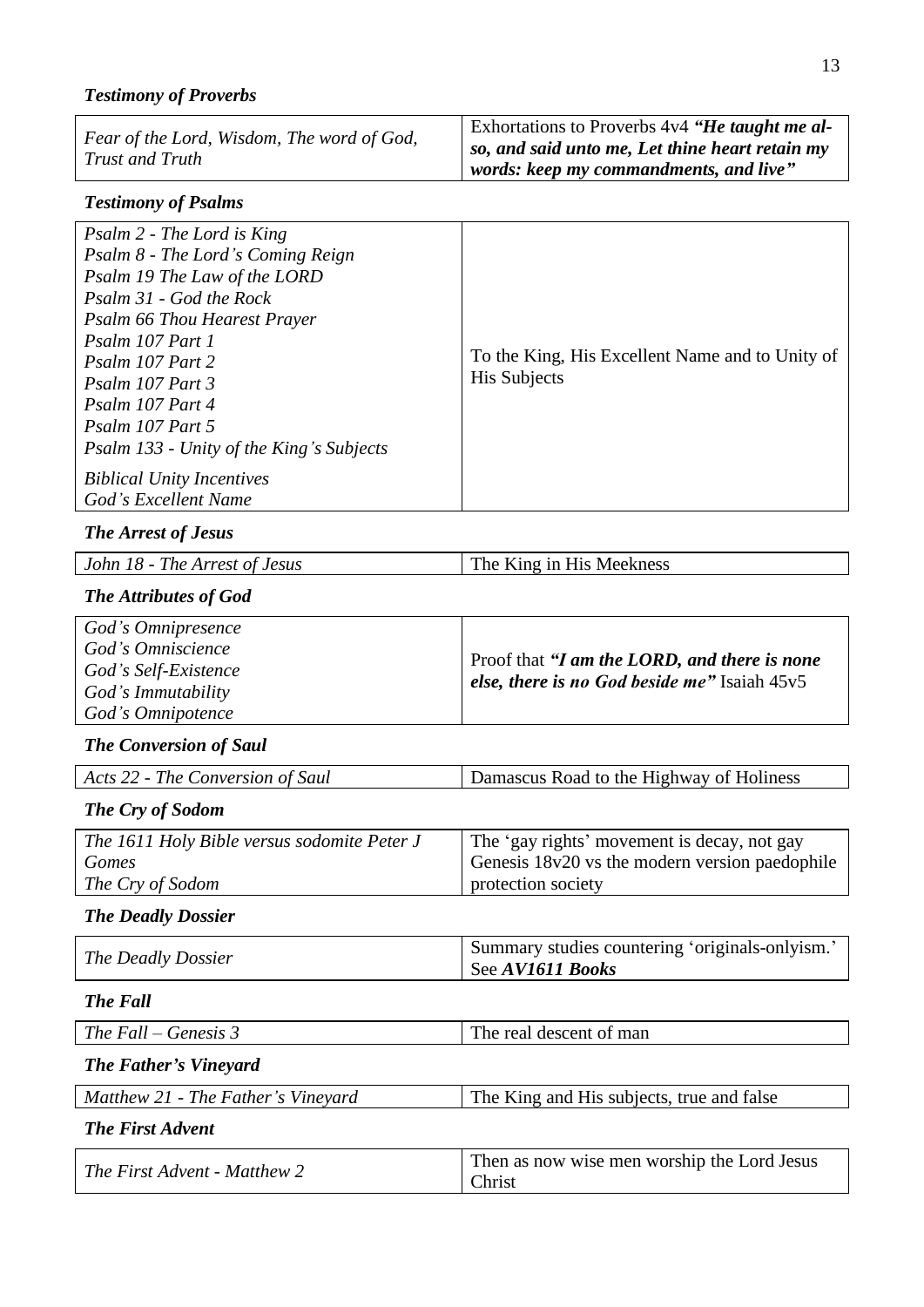### *Testimony of Proverbs*

| | |
|---|---|
| *Fear of the Lord, Wisdom, The word of God, Trust and Truth* | Exhortations to Proverbs 4v4 ***"He taught me also, and said unto me, Let thine heart retain my words: keep my commandments, and live"*** |

### *Testimony of Psalms*

| | |
|---|---|
| *Psalm 2 - The Lord is King*<br>*Psalm 8 - The Lord's Coming Reign*<br>*Psalm 19 The Law of the LORD*<br>*Psalm 31 - God the Rock*<br>*Psalm 66 Thou Hearest Prayer*<br>*Psalm 107 Part 1*<br>*Psalm 107 Part 2*<br>*Psalm 107 Part 3*<br>*Psalm 107 Part 4*<br>*Psalm 107 Part 5*<br>*Psalm 133 - Unity of the King's Subjects*<br>*Biblical Unity Incentives*<br>*God's Excellent Name* | To the King, His Excellent Name and to Unity of His Subjects |

### *The Arrest of Jesus*

| | |
|---|---|
| *John 18 - The Arrest of Jesus* | The King in His Meekness |

### *The Attributes of God*

| | |
|---|---|
| *God's Omnipresence*<br>*God's Omniscience*<br>*God's Self-Existence*<br>*God's Immutability*<br>*God's Omnipotence* | Proof that ***"I am the LORD, and there is none else, there is no God beside me"*** Isaiah 45v5 |

### *The Conversion of Saul*

| | |
|---|---|
| *Acts 22 - The Conversion of Saul* | Damascus Road to the Highway of Holiness |

### *The Cry of Sodom*

| | |
|---|---|
| *The 1611 Holy Bible versus sodomite Peter J Gomes*<br>*The Cry of Sodom* | The 'gay rights' movement is decay, not gay Genesis 18v20 vs the modern version paedophile protection society |

### *The Deadly Dossier*

| | |
|---|---|
| *The Deadly Dossier* | Summary studies countering 'originals-onlyism.' See ***AV1611 Books*** |

### *The Fall*

| | |
|---|---|
| *The Fall – Genesis 3* | The real descent of man |

### *The Father's Vineyard*

| | |
|---|---|
| *Matthew 21 - The Father's Vineyard* | The King and His subjects, true and false |

### *The First Advent*

| | |
|---|---|
| *The First Advent - Matthew 2* | Then as now wise men worship the Lord Jesus Christ |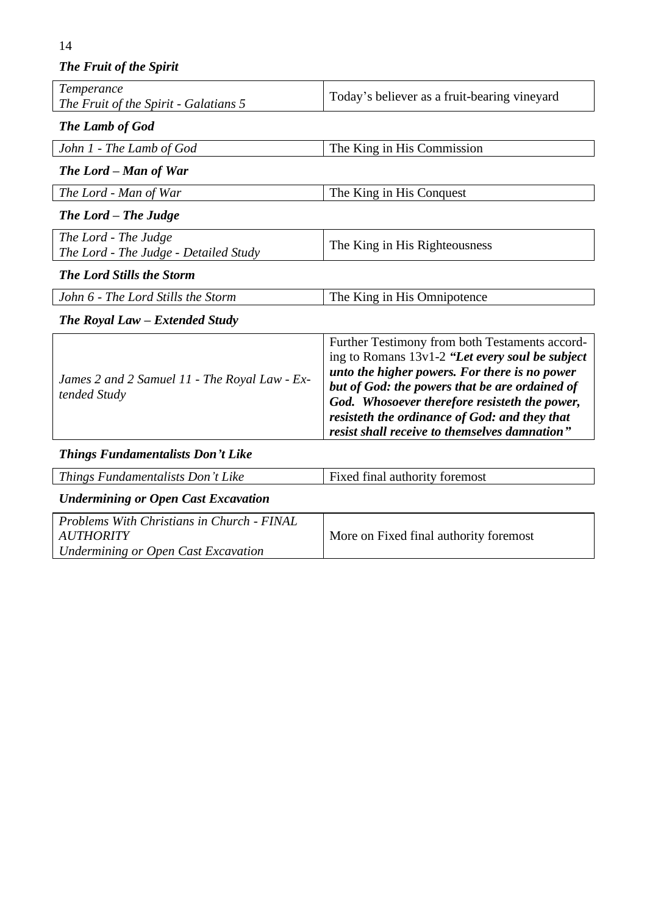### *The Fruit of the Spirit*

| | |
|---|---|
| *Temperance*<br>*The Fruit of the Spirit - Galatians 5* | Today's believer as a fruit-bearing vineyard |

### *The Lamb of God*

| | |
|---|---|
| *John 1 - The Lamb of God* | The King in His Commission |

### *The Lord – Man of War*

| | |
|---|---|
| *The Lord - Man of War* | The King in His Conquest |

### *The Lord – The Judge*

| | |
|---|---|
| *The Lord - The Judge*<br>*The Lord - The Judge - Detailed Study* | The King in His Righteousness |

### *The Lord Stills the Storm*

| | |
|---|---|
| *John 6 - The Lord Stills the Storm* | The King in His Omnipotence |

### *The Royal Law – Extended Study*

| | |
|---|---|
| *James 2 and 2 Samuel 11 - The Royal Law - Extended Study* | Further Testimony from both Testaments according to Romans 13v1-2 ***"Let every soul be subject unto the higher powers. For there is no power but of God: the powers that be are ordained of God. Whosoever therefore resisteth the power, resisteth the ordinance of God: and they that resist shall receive to themselves damnation"*** |

### *Things Fundamentalists Don't Like*

| | |
|---|---|
| *Things Fundamentalists Don't Like* | Fixed final authority foremost |

### *Undermining or Open Cast Excavation*

| | |
|---|---|
| *Problems With Christians in Church - FINAL AUTHORITY*<br>*Undermining or Open Cast Excavation* | More on Fixed final authority foremost |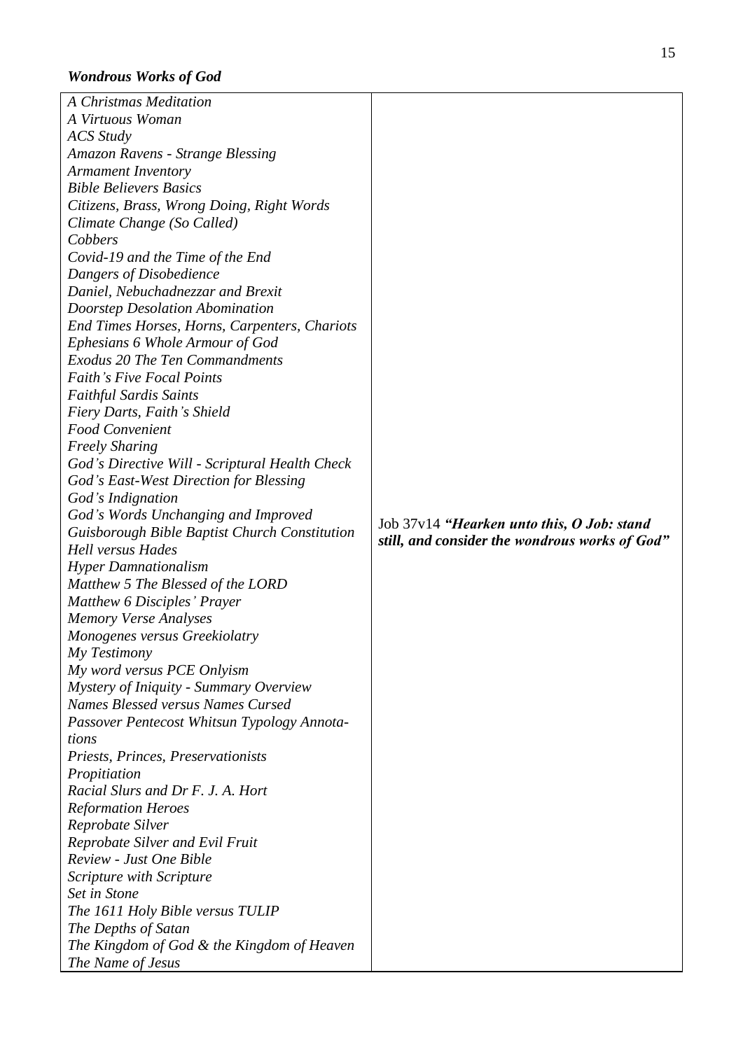***Wondrous Works of God***

| | |
|---|---|
| *A Christmas Meditation*<br>*A Virtuous Woman*<br>*ACS Study*<br>*Amazon Ravens - Strange Blessing*<br>*Armament Inventory*<br>*Bible Believers Basics*<br>*Citizens, Brass, Wrong Doing, Right Words*<br>*Climate Change (So Called)*<br>*Cobbers*<br>*Covid-19 and the Time of the End*<br>*Dangers of Disobedience*<br>*Daniel, Nebuchadnezzar and Brexit*<br>*Doorstep Desolation Abomination*<br>*End Times Horses, Horns, Carpenters, Chariots*<br>*Ephesians 6 Whole Armour of God*<br>*Exodus 20 The Ten Commandments*<br>*Faith's Five Focal Points*<br>*Faithful Sardis Saints*<br>*Fiery Darts, Faith's Shield*<br>*Food Convenient*<br>*Freely Sharing*<br>*God's Directive Will - Scriptural Health Check*<br>*God's East-West Direction for Blessing*<br>*God's Indignation*<br>*God's Words Unchanging and Improved*<br>*Guisborough Bible Baptist Church Constitution*<br>*Hell versus Hades*<br>*Hyper Damnationalism*<br>*Matthew 5 The Blessed of the LORD*<br>*Matthew 6 Disciples' Prayer*<br>*Memory Verse Analyses*<br>*Monogenes versus Greekiolatry*<br>*My Testimony*<br>*My word versus PCE Onlyism*<br>*Mystery of Iniquity - Summary Overview*<br>*Names Blessed versus Names Cursed*<br>*Passover Pentecost Whitsun Typology Annotations*<br>*Priests, Princes, Preservationists*<br>*Propitiation*<br>*Racial Slurs and Dr F. J. A. Hort*<br>*Reformation Heroes*<br>*Reprobate Silver*<br>*Reprobate Silver and Evil Fruit*<br>*Review - Just One Bible*<br>*Scripture with Scripture*<br>*Set in Stone*<br>*The 1611 Holy Bible versus TULIP*<br>*The Depths of Satan*<br>*The Kingdom of God & the Kingdom of Heaven*<br>*The Name of Jesus* | Job 37v14 ***"Hearken unto this, O Job: stand still, and consider the wondrous works of God"*** |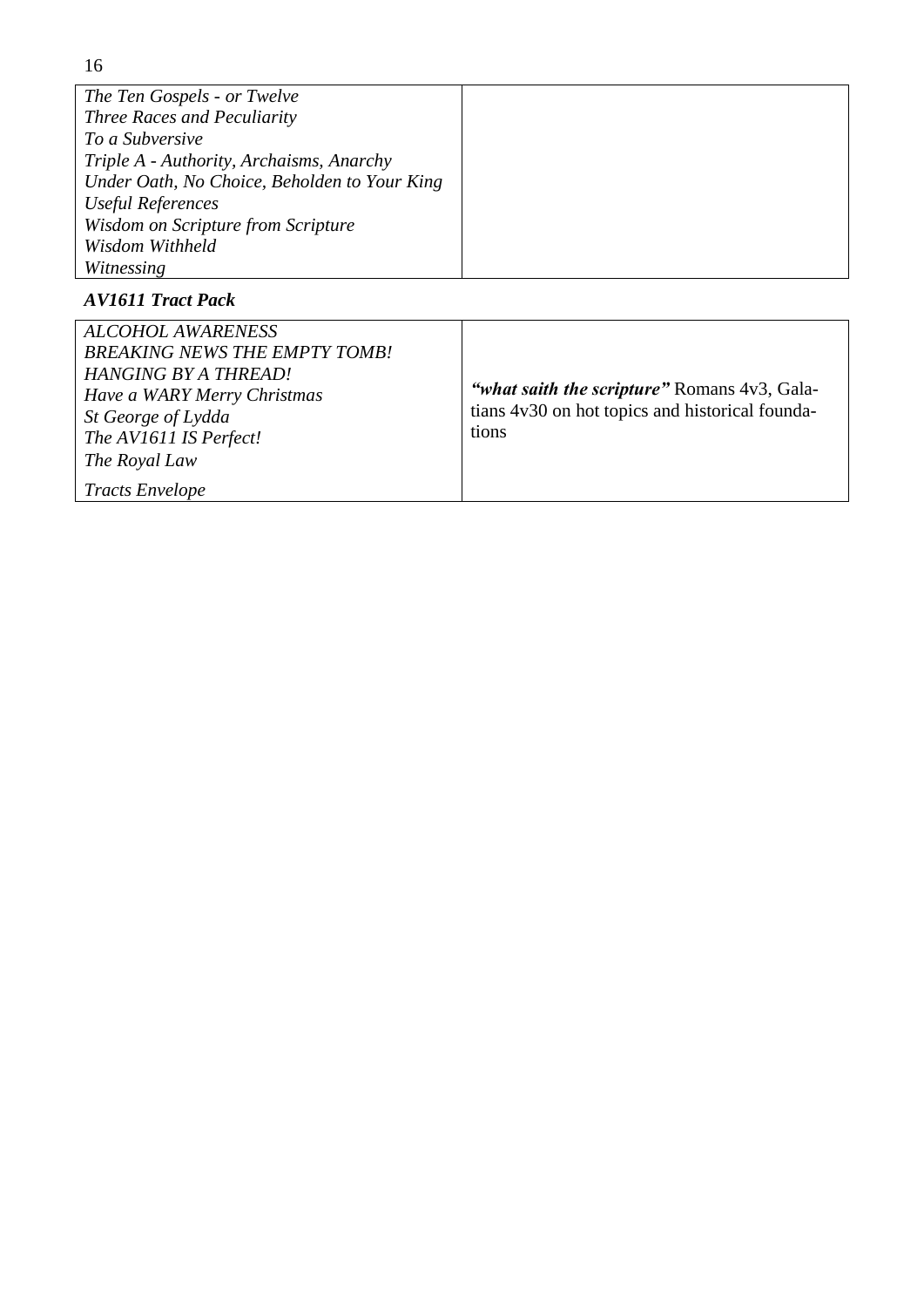| | |
|---|---|
| *The Ten Gospels - or Twelve*<br>*Three Races and Peculiarity*<br>*To a Subversive*<br>*Triple A - Authority, Archaisms, Anarchy*<br>*Under Oath, No Choice, Beholden to Your King*<br>*Useful References*<br>*Wisdom on Scripture from Scripture*<br>*Wisdom Withheld*<br>*Witnessing* | |

### *AV1611 Tract Pack*

| | |
|---|---|
| *ALCOHOL AWARENESS*<br>*BREAKING NEWS THE EMPTY TOMB!*<br>*HANGING BY A THREAD!*<br>*Have a WARY Merry Christmas*<br>*St George of Lydda*<br>*The AV1611 IS Perfect!*<br>*The Royal Law*<br>*Tracts Envelope* | ***"what saith the scripture"*** Romans 4v3, Galatians 4v30 on hot topics and historical foundations |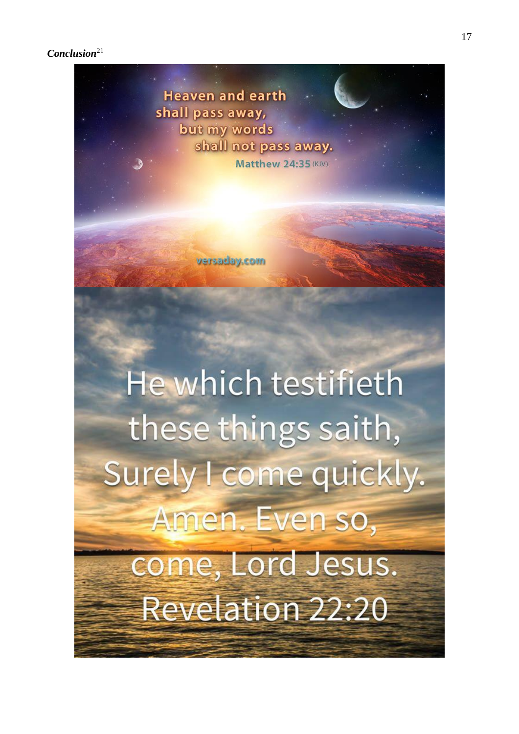***Conclusion***[21]

Heaven and earth shall pass away, but my words shall not pass away. Matthew 24:35 (KJV)

versaday.com

He which testifieth these things saith, Surely I come quickly. Amen. Even so, come, Lord Jesus. Revelation 22:20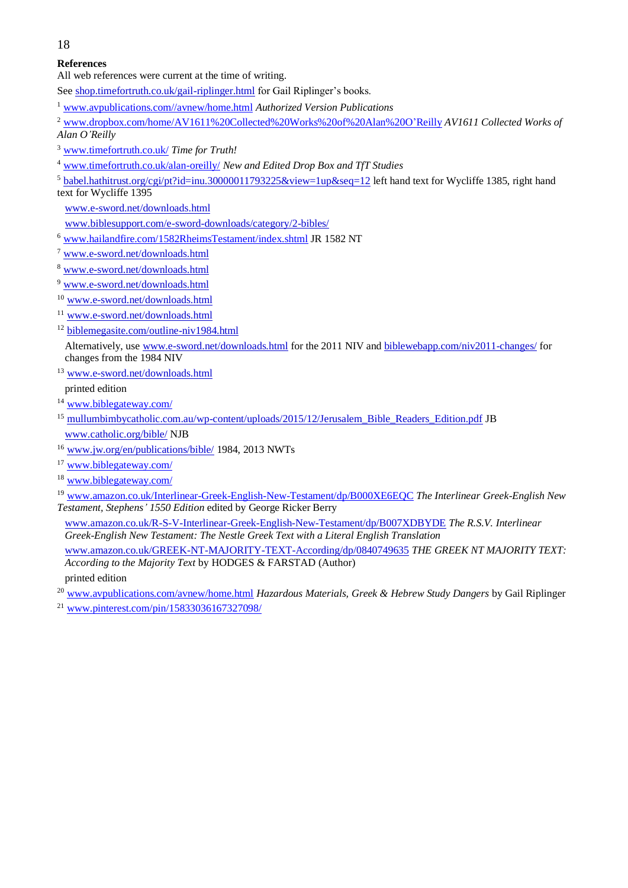**References**

All web references were current at the time of writing.

See shop.timefortruth.co.uk/gail-riplinger.html for Gail Riplinger's books.

[1] www.avpublications.com//avnew/home.html *Authorized Version Publications*

[2] www.dropbox.com/home/AV1611%20Collected%20Works%20of%20Alan%20O'Reilly *AV1611 Collected Works of Alan O'Reilly*

[3] www.timefortruth.co.uk/ *Time for Truth!*

[4] www.timefortruth.co.uk/alan-oreilly/ *New and Edited Drop Box and TfT Studies*

[5] babel.hathitrust.org/cgi/pt?id=inu.30000011793225&view=1up&seq=12 left hand text for Wycliffe 1385, right hand text for Wycliffe 1395

www.e-sword.net/downloads.html

www.biblesupport.com/e-sword-downloads/category/2-bibles/

[6] www.hailandfire.com/1582RheimsTestament/index.shtml JR 1582 NT

[7] www.e-sword.net/downloads.html

[8] www.e-sword.net/downloads.html

[9] www.e-sword.net/downloads.html

[10] www.e-sword.net/downloads.html

[11] www.e-sword.net/downloads.html

[12] biblemegasite.com/outline-niv1984.html

Alternatively, use www.e-sword.net/downloads.html for the 2011 NIV and biblewebapp.com/niv2011-changes/ for changes from the 1984 NIV

[13] www.e-sword.net/downloads.html

printed edition

[14] www.biblegateway.com/

[15] mullumbimbycatholic.com.au/wp-content/uploads/2015/12/Jerusalem_Bible_Readers_Edition.pdf JB

www.catholic.org/bible/ NJB

[16] www.jw.org/en/publications/bible/ 1984, 2013 NWTs

[17] www.biblegateway.com/

[18] www.biblegateway.com/

[19] www.amazon.co.uk/Interlinear-Greek-English-New-Testament/dp/B000XE6EQC *The Interlinear Greek-English New Testament, Stephens' 1550 Edition* edited by George Ricker Berry

www.amazon.co.uk/R-S-V-Interlinear-Greek-English-New-Testament/dp/B007XDBYDE *The R.S.V. Interlinear Greek-English New Testament: The Nestle Greek Text with a Literal English Translation*

www.amazon.co.uk/GREEK-NT-MAJORITY-TEXT-According/dp/0840749635 *THE GREEK NT MAJORITY TEXT: According to the Majority Text* by HODGES & FARSTAD (Author)

printed edition

[20] www.avpublications.com/avnew/home.html *Hazardous Materials, Greek & Hebrew Study Dangers* by Gail Riplinger

[21] www.pinterest.com/pin/15833036167327098/